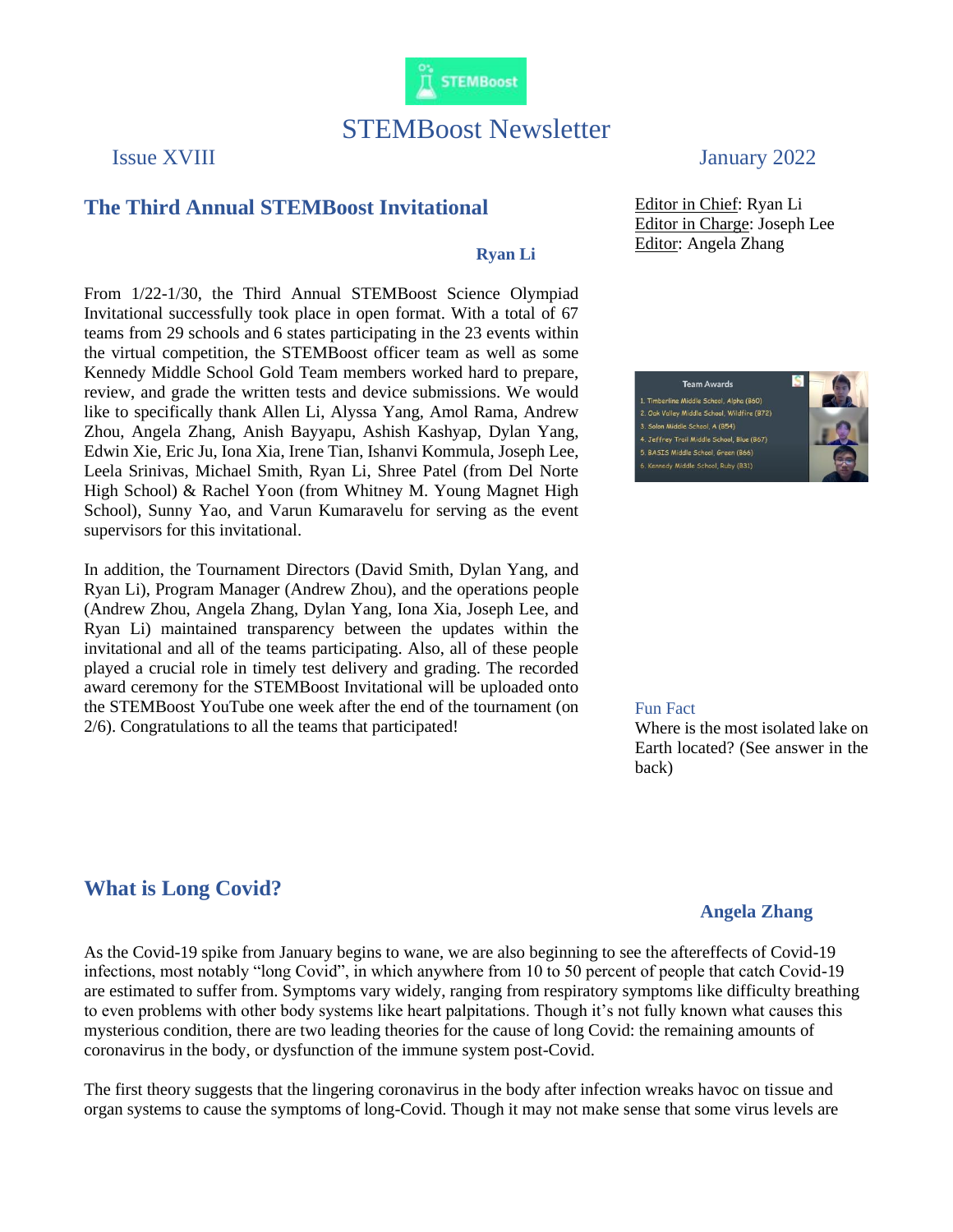# STEMBoost Newsletter

Issue XVIII

January 2022

Editor in Chief: Ryan Li
Editor in Charge: Joseph Lee
Editor: Angela Zhang

## The Third Annual STEMBoost Invitational

**Ryan Li**

From 1/22-1/30, the Third Annual STEMBoost Science Olympiad Invitational successfully took place in open format. With a total of 67 teams from 29 schools and 6 states participating in the 23 events within the virtual competition, the STEMBoost officer team as well as some Kennedy Middle School Gold Team members worked hard to prepare, review, and grade the written tests and device submissions. We would like to specifically thank Allen Li, Alyssa Yang, Amol Rama, Andrew Zhou, Angela Zhang, Anish Bayyapu, Ashish Kashyap, Dylan Yang, Edwin Xie, Eric Ju, Iona Xia, Irene Tian, Ishanvi Kommula, Joseph Lee, Leela Srinivas, Michael Smith, Ryan Li, Shree Patel (from Del Norte High School) & Rachel Yoon (from Whitney M. Young Magnet High School), Sunny Yao, and Varun Kumaravelu for serving as the event supervisors for this invitational.

In addition, the Tournament Directors (David Smith, Dylan Yang, and Ryan Li), Program Manager (Andrew Zhou), and the operations people (Andrew Zhou, Angela Zhang, Dylan Yang, Iona Xia, Joseph Lee, and Ryan Li) maintained transparency between the updates within the invitational and all of the teams participating. Also, all of these people played a crucial role in timely test delivery and grading. The recorded award ceremony for the STEMBoost Invitational will be uploaded onto the STEMBoost YouTube one week after the end of the tournament (on 2/6). Congratulations to all the teams that participated!

Team Awards
1. Timberline Middle School, Alpha (860)
2. Oak Valley Middle School, Wildfire (872)
3. Solon Middle School, A (854)
4. Jeffrey Trail Middle School, Blue (867)
5. BASIS Middle School, Green (866)
6. Kennedy Middle School, Ruby (831)

**Fun Fact**

Where is the most isolated lake on Earth located? (See answer in the back)

## What is Long Covid?

**Angela Zhang**

As the Covid-19 spike from January begins to wane, we are also beginning to see the aftereffects of Covid-19 infections, most notably "long Covid", in which anywhere from 10 to 50 percent of people that catch Covid-19 are estimated to suffer from. Symptoms vary widely, ranging from respiratory symptoms like difficulty breathing to even problems with other body systems like heart palpitations. Though it's not fully known what causes this mysterious condition, there are two leading theories for the cause of long Covid: the remaining amounts of coronavirus in the body, or dysfunction of the immune system post-Covid.

The first theory suggests that the lingering coronavirus in the body after infection wreaks havoc on tissue and organ systems to cause the symptoms of long-Covid. Though it may not make sense that some virus levels are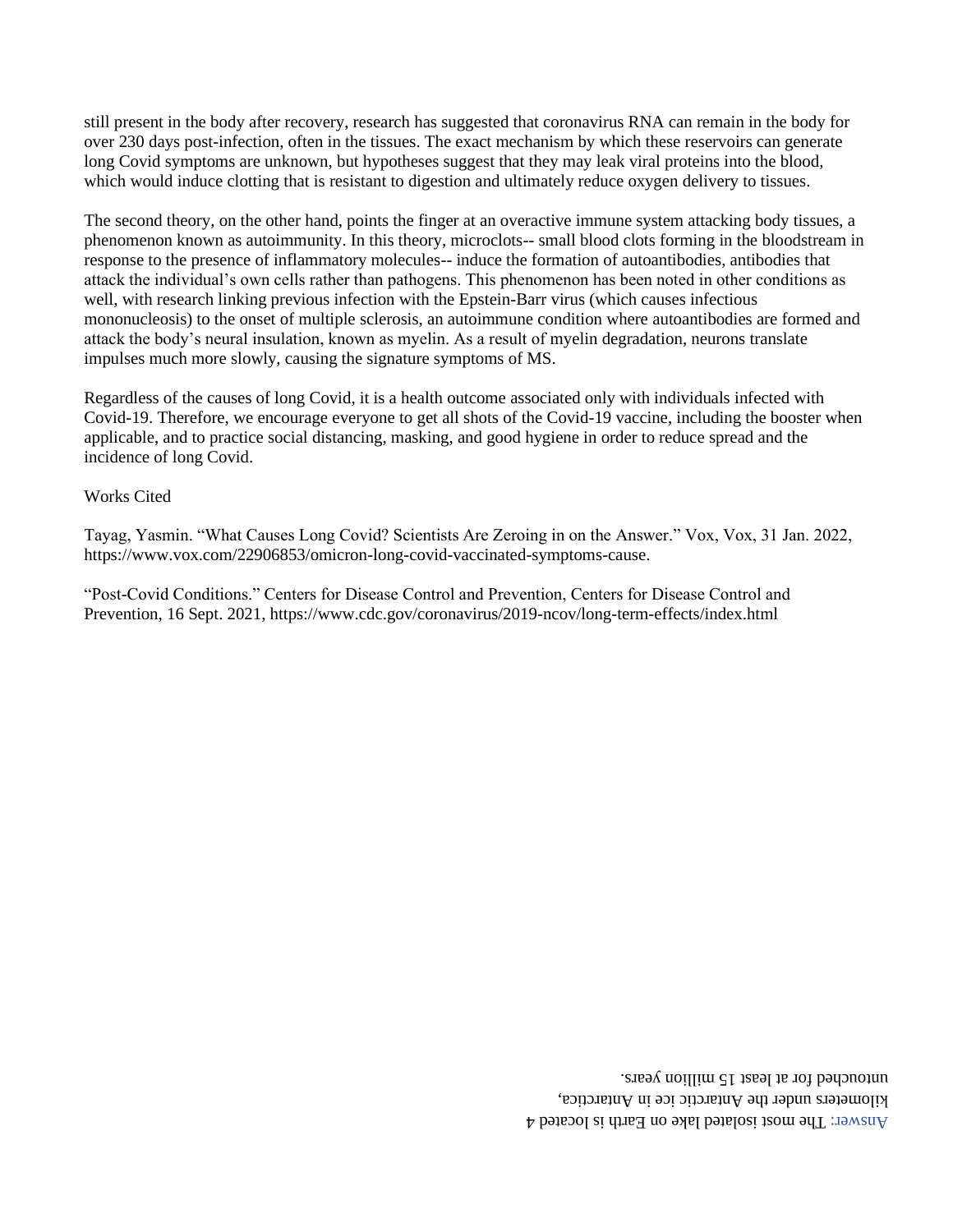still present in the body after recovery, research has suggested that coronavirus RNA can remain in the body for over 230 days post-infection, often in the tissues. The exact mechanism by which these reservoirs can generate long Covid symptoms are unknown, but hypotheses suggest that they may leak viral proteins into the blood, which would induce clotting that is resistant to digestion and ultimately reduce oxygen delivery to tissues.

The second theory, on the other hand, points the finger at an overactive immune system attacking body tissues, a phenomenon known as autoimmunity. In this theory, microclots-- small blood clots forming in the bloodstream in response to the presence of inflammatory molecules-- induce the formation of autoantibodies, antibodies that attack the individual's own cells rather than pathogens. This phenomenon has been noted in other conditions as well, with research linking previous infection with the Epstein-Barr virus (which causes infectious mononucleosis) to the onset of multiple sclerosis, an autoimmune condition where autoantibodies are formed and attack the body's neural insulation, known as myelin. As a result of myelin degradation, neurons translate impulses much more slowly, causing the signature symptoms of MS.

Regardless of the causes of long Covid, it is a health outcome associated only with individuals infected with Covid-19. Therefore, we encourage everyone to get all shots of the Covid-19 vaccine, including the booster when applicable, and to practice social distancing, masking, and good hygiene in order to reduce spread and the incidence of long Covid.

Works Cited

Tayag, Yasmin. "What Causes Long Covid? Scientists Are Zeroing in on the Answer." Vox, Vox, 31 Jan. 2022, https://www.vox.com/22906853/omicron-long-covid-vaccinated-symptoms-cause.

"Post-Covid Conditions." Centers for Disease Control and Prevention, Centers for Disease Control and Prevention, 16 Sept. 2021, https://www.cdc.gov/coronavirus/2019-ncov/long-term-effects/index.html

Answer: The most isolated lake on Earth is located 4 kilometers under the Antarctic ice in Antarctica, untouched for at least 15 million years.